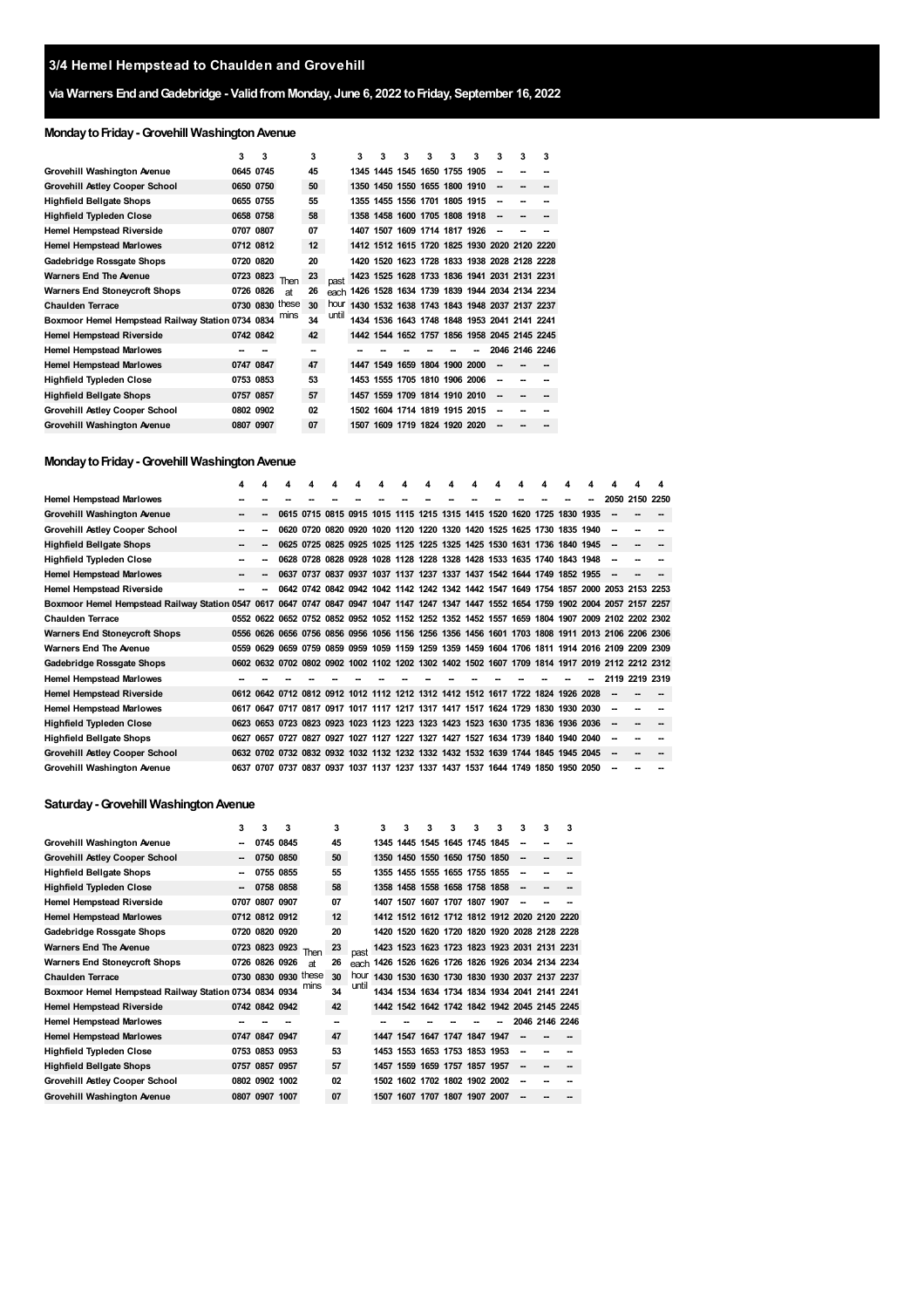## 3/4 Hemel Hempstead to Chaulden and Grovehill

### via Warners End and Gadebridge - Valid from Monday, June 6, 2022 to Friday, September 16, 2022

### Monday to Friday - Grovehill Washington Avenue

| | 3 | 3 | | 3 | | 3 | 3 | 3 | 3 | 3 | 3 | 3 | 3 | 3 |
|---|---|---|---|---|---|---|---|---|---|---|---|---|---|---|
| Grovehill Washington Avenue | 0645 | 0745 | Then at these mins | 45 | past each hour until | 1345 | 1445 | 1545 | 1650 | 1755 | 1905 | -- | -- | -- |
| Grovehill Astley Cooper School | 0650 | 0750 | | 50 | | 1350 | 1450 | 1550 | 1655 | 1800 | 1910 | -- | -- | -- |
| Highfield Bellgate Shops | 0655 | 0755 | | 55 | | 1355 | 1455 | 1556 | 1701 | 1805 | 1915 | -- | -- | -- |
| Highfield Typleden Close | 0658 | 0758 | | 58 | | 1358 | 1458 | 1600 | 1705 | 1808 | 1918 | -- | -- | -- |
| Hemel Hempstead Riverside | 0707 | 0807 | | 07 | | 1407 | 1507 | 1609 | 1714 | 1817 | 1926 | -- | -- | -- |
| Hemel Hempstead Marlowes | 0712 | 0812 | | 12 | | 1412 | 1512 | 1615 | 1720 | 1825 | 1930 | 2020 | 2120 | 2220 |
| Gadebridge Rossgate Shops | 0720 | 0820 | | 20 | | 1420 | 1520 | 1623 | 1728 | 1833 | 1938 | 2028 | 2128 | 2228 |
| Warners End The Avenue | 0723 | 0823 | | 23 | | 1423 | 1525 | 1628 | 1733 | 1836 | 1941 | 2031 | 2131 | 2231 |
| Warners End Stoneycroft Shops | 0726 | 0826 | | 26 | | 1426 | 1528 | 1634 | 1739 | 1839 | 1944 | 2034 | 2134 | 2234 |
| Chaulden Terrace | 0730 | 0830 | | 30 | | 1430 | 1532 | 1638 | 1743 | 1843 | 1948 | 2037 | 2137 | 2237 |
| Boxmoor Hemel Hempstead Railway Station | 0734 | 0834 | | 34 | | 1434 | 1536 | 1643 | 1748 | 1848 | 1953 | 2041 | 2141 | 2241 |
| Hemel Hempstead Riverside | 0742 | 0842 | | 42 | | 1442 | 1544 | 1652 | 1757 | 1856 | 1958 | 2045 | 2145 | 2245 |
| Hemel Hempstead Marlowes | -- | -- | | -- | | -- | -- | -- | -- | -- | -- | 2046 | 2146 | 2246 |
| Hemel Hempstead Marlowes | 0747 | 0847 | | 47 | | 1447 | 1549 | 1659 | 1804 | 1900 | 2000 | -- | -- | -- |
| Highfield Typleden Close | 0753 | 0853 | | 53 | | 1453 | 1555 | 1705 | 1810 | 1906 | 2006 | -- | -- | -- |
| Highfield Bellgate Shops | 0757 | 0857 | | 57 | | 1457 | 1559 | 1709 | 1814 | 1910 | 2010 | -- | -- | -- |
| Grovehill Astley Cooper School | 0802 | 0902 | | 02 | | 1502 | 1604 | 1714 | 1819 | 1915 | 2015 | -- | -- | -- |
| Grovehill Washington Avenue | 0807 | 0907 | | 07 | | 1507 | 1609 | 1719 | 1824 | 1920 | 2020 | -- | -- | -- |

### Monday to Friday - Grovehill Washington Avenue

| | 4 | 4 | 4 | 4 | 4 | 4 | 4 | 4 | 4 | 4 | 4 | 4 | 4 | 4 | 4 | 4 | 4 | 4 | 4 |
|---|---|---|---|---|---|---|---|---|---|---|---|---|---|---|---|---|---|---|---|
| Hemel Hempstead Marlowes | -- | -- | -- | -- | -- | -- | -- | -- | -- | -- | -- | -- | -- | -- | -- | -- | 2050 | 2150 | 2250 |
| Grovehill Washington Avenue | -- | -- | 0615 | 0715 | 0815 | 0915 | 1015 | 1115 | 1215 | 1315 | 1415 | 1520 | 1620 | 1725 | 1830 | 1935 | -- | -- | -- |
| Grovehill Astley Cooper School | -- | -- | 0620 | 0720 | 0820 | 0920 | 1020 | 1120 | 1220 | 1320 | 1420 | 1525 | 1625 | 1730 | 1835 | 1940 | -- | -- | -- |
| Highfield Bellgate Shops | -- | -- | 0625 | 0725 | 0825 | 0925 | 1025 | 1125 | 1225 | 1325 | 1425 | 1530 | 1631 | 1736 | 1840 | 1945 | -- | -- | -- |
| Highfield Typleden Close | -- | -- | 0628 | 0728 | 0828 | 0928 | 1028 | 1128 | 1228 | 1328 | 1428 | 1533 | 1635 | 1740 | 1843 | 1948 | -- | -- | -- |
| Hemel Hempstead Marlowes | -- | -- | 0637 | 0737 | 0837 | 0937 | 1037 | 1137 | 1237 | 1337 | 1437 | 1542 | 1644 | 1749 | 1852 | 1955 | -- | -- | -- |
| Hemel Hempstead Riverside | -- | -- | 0642 | 0742 | 0842 | 0942 | 1042 | 1142 | 1242 | 1342 | 1442 | 1547 | 1649 | 1754 | 1857 | 2000 | 2053 | 2153 | 2253 |
| Boxmoor Hemel Hempstead Railway Station | 0547 | 0617 | 0647 | 0747 | 0847 | 0947 | 1047 | 1147 | 1247 | 1347 | 1447 | 1552 | 1654 | 1759 | 1902 | 2004 | 2057 | 2157 | 2257 |
| Chaulden Terrace | 0552 | 0622 | 0652 | 0752 | 0852 | 0952 | 1052 | 1152 | 1252 | 1352 | 1452 | 1557 | 1659 | 1804 | 1907 | 2009 | 2102 | 2202 | 2302 |
| Warners End Stoneycroft Shops | 0556 | 0626 | 0656 | 0756 | 0856 | 0956 | 1056 | 1156 | 1256 | 1356 | 1456 | 1601 | 1703 | 1808 | 1911 | 2013 | 2106 | 2206 | 2306 |
| Warners End The Avenue | 0559 | 0629 | 0659 | 0759 | 0859 | 0959 | 1059 | 1159 | 1259 | 1359 | 1459 | 1604 | 1706 | 1811 | 1914 | 2016 | 2109 | 2209 | 2309 |
| Gadebridge Rossgate Shops | 0602 | 0632 | 0702 | 0802 | 0902 | 1002 | 1102 | 1202 | 1302 | 1402 | 1502 | 1607 | 1709 | 1814 | 1917 | 2019 | 2112 | 2212 | 2312 |
| Hemel Hempstead Marlowes | -- | -- | -- | -- | -- | -- | -- | -- | -- | -- | -- | -- | -- | -- | -- | -- | 2119 | 2219 | 2319 |
| Hemel Hempstead Riverside | 0612 | 0642 | 0712 | 0812 | 0912 | 1012 | 1112 | 1212 | 1312 | 1412 | 1512 | 1617 | 1722 | 1824 | 1926 | 2028 | -- | -- | -- |
| Hemel Hempstead Marlowes | 0617 | 0647 | 0717 | 0817 | 0917 | 1017 | 1117 | 1217 | 1317 | 1417 | 1517 | 1624 | 1729 | 1830 | 1930 | 2030 | -- | -- | -- |
| Highfield Typleden Close | 0623 | 0653 | 0723 | 0823 | 0923 | 1023 | 1123 | 1223 | 1323 | 1423 | 1523 | 1630 | 1735 | 1836 | 1936 | 2036 | -- | -- | -- |
| Highfield Bellgate Shops | 0627 | 0657 | 0727 | 0827 | 0927 | 1027 | 1127 | 1227 | 1327 | 1427 | 1527 | 1634 | 1739 | 1840 | 1940 | 2040 | -- | -- | -- |
| Grovehill Astley Cooper School | 0632 | 0702 | 0732 | 0832 | 0932 | 1032 | 1132 | 1232 | 1332 | 1432 | 1532 | 1639 | 1744 | 1845 | 1945 | 2045 | -- | -- | -- |
| Grovehill Washington Avenue | 0637 | 0707 | 0737 | 0837 | 0937 | 1037 | 1137 | 1237 | 1337 | 1437 | 1537 | 1644 | 1749 | 1850 | 1950 | 2050 | -- | -- | -- |

### Saturday - Grovehill Washington Avenue

| | 3 | 3 | 3 | | 3 | | 3 | 3 | 3 | 3 | 3 | 3 | 3 | 3 | 3 |
|---|---|---|---|---|---|---|---|---|---|---|---|---|---|---|---|
| Grovehill Washington Avenue | -- | 0745 | 0845 | Then at these mins | 45 | past each hour until | 1345 | 1445 | 1545 | 1645 | 1745 | 1845 | -- | -- | -- |
| Grovehill Astley Cooper School | -- | 0750 | 0850 | | 50 | | 1350 | 1450 | 1550 | 1650 | 1750 | 1850 | -- | -- | -- |
| Highfield Bellgate Shops | -- | 0755 | 0855 | | 55 | | 1355 | 1455 | 1555 | 1655 | 1755 | 1855 | -- | -- | -- |
| Highfield Typleden Close | -- | 0758 | 0858 | | 58 | | 1358 | 1458 | 1558 | 1658 | 1758 | 1858 | -- | -- | -- |
| Hemel Hempstead Riverside | 0707 | 0807 | 0907 | | 07 | | 1407 | 1507 | 1607 | 1707 | 1807 | 1907 | -- | -- | -- |
| Hemel Hempstead Marlowes | 0712 | 0812 | 0912 | | 12 | | 1412 | 1512 | 1612 | 1712 | 1812 | 1912 | 2020 | 2120 | 2220 |
| Gadebridge Rossgate Shops | 0720 | 0820 | 0920 | | 20 | | 1420 | 1520 | 1620 | 1720 | 1820 | 1920 | 2028 | 2128 | 2228 |
| Warners End The Avenue | 0723 | 0823 | 0923 | | 23 | | 1423 | 1523 | 1623 | 1723 | 1823 | 1923 | 2031 | 2131 | 2231 |
| Warners End Stoneycroft Shops | 0726 | 0826 | 0926 | | 26 | | 1426 | 1526 | 1626 | 1726 | 1826 | 1926 | 2034 | 2134 | 2234 |
| Chaulden Terrace | 0730 | 0830 | 0930 | | 30 | | 1430 | 1530 | 1630 | 1730 | 1830 | 1930 | 2037 | 2137 | 2237 |
| Boxmoor Hemel Hempstead Railway Station | 0734 | 0834 | 0934 | | 34 | | 1434 | 1534 | 1634 | 1734 | 1834 | 1934 | 2041 | 2141 | 2241 |
| Hemel Hempstead Riverside | 0742 | 0842 | 0942 | | 42 | | 1442 | 1542 | 1642 | 1742 | 1842 | 1942 | 2045 | 2145 | 2245 |
| Hemel Hempstead Marlowes | -- | -- | -- | | -- | | -- | -- | -- | -- | -- | -- | 2046 | 2146 | 2246 |
| Hemel Hempstead Marlowes | 0747 | 0847 | 0947 | | 47 | | 1447 | 1547 | 1647 | 1747 | 1847 | 1947 | -- | -- | -- |
| Highfield Typleden Close | 0753 | 0853 | 0953 | | 53 | | 1453 | 1553 | 1653 | 1753 | 1853 | 1953 | -- | -- | -- |
| Highfield Bellgate Shops | 0757 | 0857 | 0957 | | 57 | | 1457 | 1559 | 1659 | 1757 | 1857 | 1957 | -- | -- | -- |
| Grovehill Astley Cooper School | 0802 | 0902 | 1002 | | 02 | | 1502 | 1602 | 1702 | 1802 | 1902 | 2002 | -- | -- | -- |
| Grovehill Washington Avenue | 0807 | 0907 | 1007 | | 07 | | 1507 | 1607 | 1707 | 1807 | 1907 | 2007 | -- | -- | -- |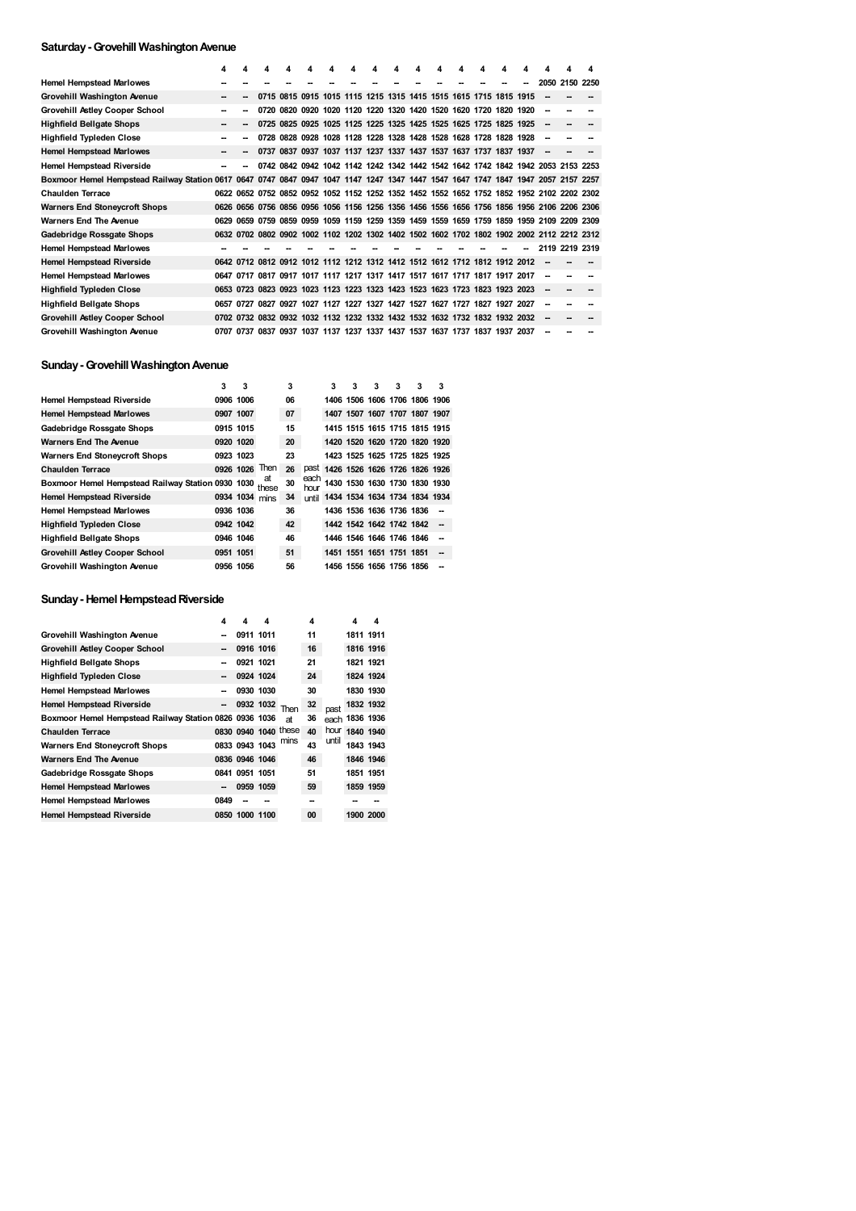## Saturday - Grovehill Washington Avenue

| | 4 | 4 | 4 | 4 | 4 | 4 | 4 | 4 | 4 | 4 | 4 | 4 | 4 | 4 | 4 | 4 | 4 | 4 |
|---|---|---|---|---|---|---|---|---|---|---|---|---|---|---|---|---|---|---|
| Hemel Hempstead Marlowes | -- | -- | -- | -- | -- | -- | -- | -- | -- | -- | -- | -- | -- | -- | -- | 2050 | 2150 | 2250 |
| Grovehill Washington Avenue | -- | -- | 0715 | 0815 | 0915 | 1015 | 1115 | 1215 | 1315 | 1415 | 1515 | 1615 | 1715 | 1815 | 1915 | -- | -- | -- |
| Grovehill Astley Cooper School | -- | -- | 0720 | 0820 | 0920 | 1020 | 1120 | 1220 | 1320 | 1420 | 1520 | 1620 | 1720 | 1820 | 1920 | -- | -- | -- |
| Highfield Bellgate Shops | -- | -- | 0725 | 0825 | 0925 | 1025 | 1125 | 1225 | 1325 | 1425 | 1525 | 1625 | 1725 | 1825 | 1925 | -- | -- | -- |
| Highfield Typleden Close | -- | -- | 0728 | 0828 | 0928 | 1028 | 1128 | 1228 | 1328 | 1428 | 1528 | 1628 | 1728 | 1828 | 1928 | -- | -- | -- |
| Hemel Hempstead Marlowes | -- | -- | 0737 | 0837 | 0937 | 1037 | 1137 | 1237 | 1337 | 1437 | 1537 | 1637 | 1737 | 1837 | 1937 | -- | -- | -- |
| Hemel Hempstead Riverside | -- | -- | 0742 | 0842 | 0942 | 1042 | 1142 | 1242 | 1342 | 1442 | 1542 | 1642 | 1742 | 1842 | 1942 | 2053 | 2153 | 2253 |
| Boxmoor Hemel Hempstead Railway Station | 0617 | 0647 | 0747 | 0847 | 0947 | 1047 | 1147 | 1247 | 1347 | 1447 | 1547 | 1647 | 1747 | 1847 | 1947 | 2057 | 2157 | 2257 |
| Chaulden Terrace | 0622 | 0652 | 0752 | 0852 | 0952 | 1052 | 1152 | 1252 | 1352 | 1452 | 1552 | 1652 | 1752 | 1852 | 1952 | 2102 | 2202 | 2302 |
| Warners End Stoneycroft Shops | 0626 | 0656 | 0756 | 0856 | 0956 | 1056 | 1156 | 1256 | 1356 | 1456 | 1556 | 1656 | 1756 | 1856 | 1956 | 2106 | 2206 | 2306 |
| Warners End The Avenue | 0629 | 0659 | 0759 | 0859 | 0959 | 1059 | 1159 | 1259 | 1359 | 1459 | 1559 | 1659 | 1759 | 1859 | 1959 | 2109 | 2209 | 2309 |
| Gadebridge Rossgate Shops | 0632 | 0702 | 0802 | 0902 | 1002 | 1102 | 1202 | 1302 | 1402 | 1502 | 1602 | 1702 | 1802 | 1902 | 2002 | 2112 | 2212 | 2312 |
| Hemel Hempstead Marlowes | -- | -- | -- | -- | -- | -- | -- | -- | -- | -- | -- | -- | -- | -- | -- | 2119 | 2219 | 2319 |
| Hemel Hempstead Riverside | 0642 | 0712 | 0812 | 0912 | 1012 | 1112 | 1212 | 1312 | 1412 | 1512 | 1612 | 1712 | 1812 | 1912 | 2012 | -- | -- | -- |
| Hemel Hempstead Marlowes | 0647 | 0717 | 0817 | 0917 | 1017 | 1117 | 1217 | 1317 | 1417 | 1517 | 1617 | 1717 | 1817 | 1917 | 2017 | -- | -- | -- |
| Highfield Typleden Close | 0653 | 0723 | 0823 | 0923 | 1023 | 1123 | 1223 | 1323 | 1423 | 1523 | 1623 | 1723 | 1823 | 1923 | 2023 | -- | -- | -- |
| Highfield Bellgate Shops | 0657 | 0727 | 0827 | 0927 | 1027 | 1127 | 1227 | 1327 | 1427 | 1527 | 1627 | 1727 | 1827 | 1927 | 2027 | -- | -- | -- |
| Grovehill Astley Cooper School | 0702 | 0732 | 0832 | 0932 | 1032 | 1132 | 1232 | 1332 | 1432 | 1532 | 1632 | 1732 | 1832 | 1932 | 2032 | -- | -- | -- |
| Grovehill Washington Avenue | 0707 | 0737 | 0837 | 0937 | 1037 | 1137 | 1237 | 1337 | 1437 | 1537 | 1637 | 1737 | 1837 | 1937 | 2037 | -- | -- | -- |

## Sunday - Grovehill Washington Avenue

| | 3 | 3 | | 3 | | 3 | 3 | 3 | 3 | 3 | 3 |
|---|---|---|---|---|---|---|---|---|---|---|---|
| Hemel Hempstead Riverside | 0906 | 1006 | | 06 | | 1406 | 1506 | 1606 | 1706 | 1806 | 1906 |
| Hemel Hempstead Marlowes | 0907 | 1007 | | 07 | | 1407 | 1507 | 1607 | 1707 | 1807 | 1907 |
| Gadebridge Rossgate Shops | 0915 | 1015 | | 15 | | 1415 | 1515 | 1615 | 1715 | 1815 | 1915 |
| Warners End The Avenue | 0920 | 1020 | | 20 | | 1420 | 1520 | 1620 | 1720 | 1820 | 1920 |
| Warners End Stoneycroft Shops | 0923 | 1023 | | 23 | | 1423 | 1525 | 1625 | 1725 | 1825 | 1925 |
| Chaulden Terrace | 0926 | 1026 | Then | 26 | past | 1426 | 1526 | 1626 | 1726 | 1826 | 1926 |
| Boxmoor Hemel Hempstead Railway Station | 0930 | 1030 | at these | 30 | each hour | 1430 | 1530 | 1630 | 1730 | 1830 | 1930 |
| Hemel Hempstead Riverside | 0934 | 1034 | mins | 34 | until | 1434 | 1534 | 1634 | 1734 | 1834 | 1934 |
| Hemel Hempstead Marlowes | 0936 | 1036 | | 36 | | 1436 | 1536 | 1636 | 1736 | 1836 | -- |
| Highfield Typleden Close | 0942 | 1042 | | 42 | | 1442 | 1542 | 1642 | 1742 | 1842 | -- |
| Highfield Bellgate Shops | 0946 | 1046 | | 46 | | 1446 | 1546 | 1646 | 1746 | 1846 | -- |
| Grovehill Astley Cooper School | 0951 | 1051 | | 51 | | 1451 | 1551 | 1651 | 1751 | 1851 | -- |
| Grovehill Washington Avenue | 0956 | 1056 | | 56 | | 1456 | 1556 | 1656 | 1756 | 1856 | -- |

## Sunday - Hemel Hempstead Riverside

| | 4 | 4 | 4 | | 4 | | 4 | 4 |
|---|---|---|---|---|---|---|---|---|
| Grovehill Washington Avenue | -- | 0911 | 1011 | | 11 | | 1811 | 1911 |
| Grovehill Astley Cooper School | -- | 0916 | 1016 | | 16 | | 1816 | 1916 |
| Highfield Bellgate Shops | -- | 0921 | 1021 | | 21 | | 1821 | 1921 |
| Highfield Typleden Close | -- | 0924 | 1024 | | 24 | | 1824 | 1924 |
| Hemel Hempstead Marlowes | -- | 0930 | 1030 | | 30 | | 1830 | 1930 |
| Hemel Hempstead Riverside | -- | 0932 | 1032 | Then | 32 | past | 1832 | 1932 |
| Boxmoor Hemel Hempstead Railway Station | 0826 | 0936 | 1036 | at | 36 | each | 1836 | 1936 |
| Chaulden Terrace | 0830 | 0940 | 1040 | these | 40 | hour | 1840 | 1940 |
| Warners End Stoneycroft Shops | 0833 | 0943 | 1043 | mins | 43 | until | 1843 | 1943 |
| Warners End The Avenue | 0836 | 0946 | 1046 | | 46 | | 1846 | 1946 |
| Gadebridge Rossgate Shops | 0841 | 0951 | 1051 | | 51 | | 1851 | 1951 |
| Hemel Hempstead Marlowes | -- | 0959 | 1059 | | 59 | | 1859 | 1959 |
| Hemel Hempstead Marlowes | 0849 | -- | -- | | -- | | -- | -- |
| Hemel Hempstead Riverside | 0850 | 1000 | 1100 | | 00 | | 1900 | 2000 |